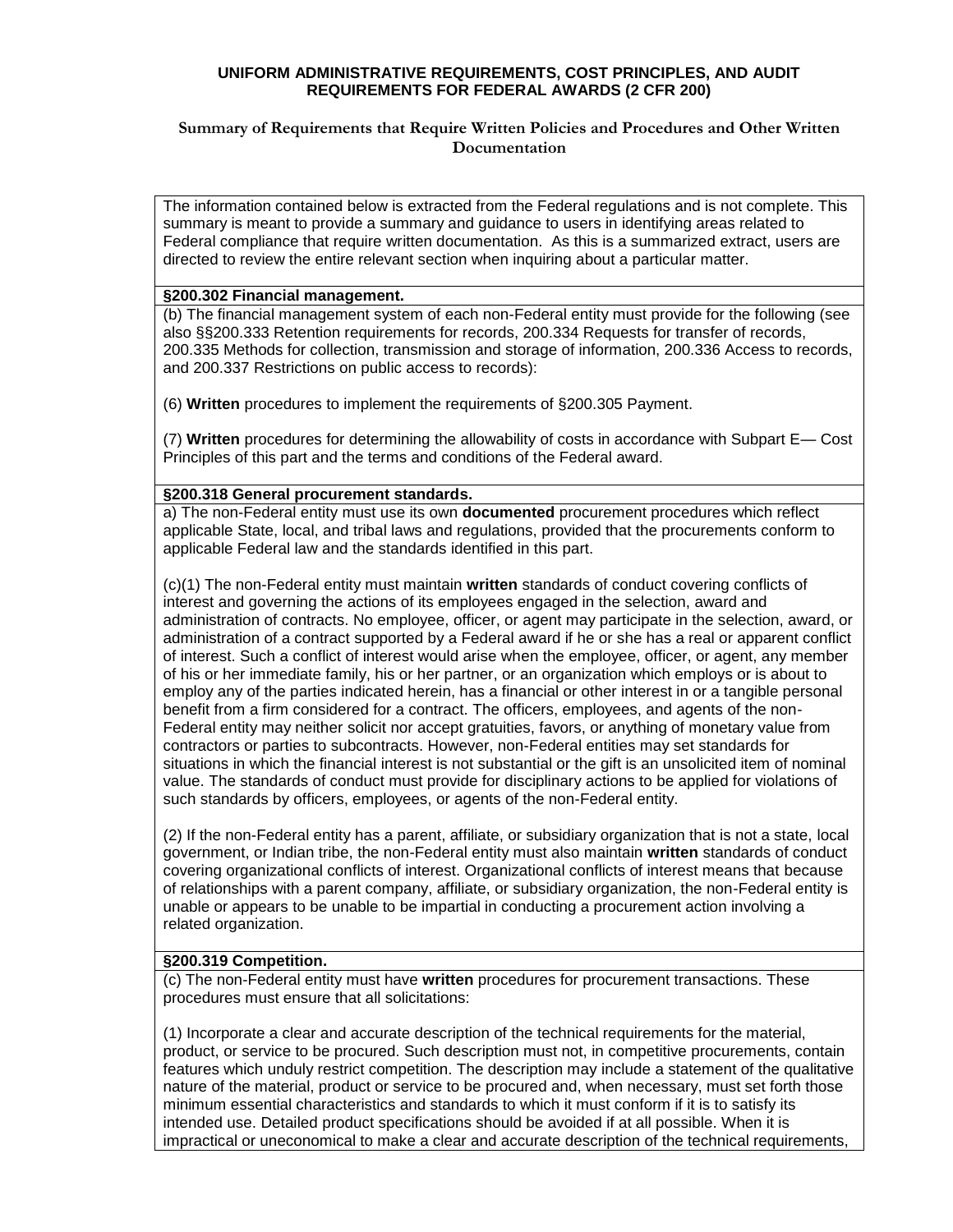# UNIFORM ADMINISTRATIVE REQUIREMENTS, COST PRINCIPLES, AND AUDIT REQUIREMENTS FOR FEDERAL AWARDS (2 CFR 200)

## Summary of Requirements that Require Written Policies and Procedures and Other Written Documentation

The information contained below is extracted from the Federal regulations and is not complete. This summary is meant to provide a summary and guidance to users in identifying areas related to Federal compliance that require written documentation. As this is a summarized extract, users are directed to review the entire relevant section when inquiring about a particular matter.

### §200.302 Financial management.

(b) The financial management system of each non-Federal entity must provide for the following (see also §§200.333 Retention requirements for records, 200.334 Requests for transfer of records, 200.335 Methods for collection, transmission and storage of information, 200.336 Access to records, and 200.337 Restrictions on public access to records):

(6) **Written** procedures to implement the requirements of §200.305 Payment.

(7) **Written** procedures for determining the allowability of costs in accordance with Subpart E— Cost Principles of this part and the terms and conditions of the Federal award.

### §200.318 General procurement standards.

a) The non-Federal entity must use its own **documented** procurement procedures which reflect applicable State, local, and tribal laws and regulations, provided that the procurements conform to applicable Federal law and the standards identified in this part.

(c)(1) The non-Federal entity must maintain **written** standards of conduct covering conflicts of interest and governing the actions of its employees engaged in the selection, award and administration of contracts. No employee, officer, or agent may participate in the selection, award, or administration of a contract supported by a Federal award if he or she has a real or apparent conflict of interest. Such a conflict of interest would arise when the employee, officer, or agent, any member of his or her immediate family, his or her partner, or an organization which employs or is about to employ any of the parties indicated herein, has a financial or other interest in or a tangible personal benefit from a firm considered for a contract. The officers, employees, and agents of the non-Federal entity may neither solicit nor accept gratuities, favors, or anything of monetary value from contractors or parties to subcontracts. However, non-Federal entities may set standards for situations in which the financial interest is not substantial or the gift is an unsolicited item of nominal value. The standards of conduct must provide for disciplinary actions to be applied for violations of such standards by officers, employees, or agents of the non-Federal entity.

(2) If the non-Federal entity has a parent, affiliate, or subsidiary organization that is not a state, local government, or Indian tribe, the non-Federal entity must also maintain **written** standards of conduct covering organizational conflicts of interest. Organizational conflicts of interest means that because of relationships with a parent company, affiliate, or subsidiary organization, the non-Federal entity is unable or appears to be unable to be impartial in conducting a procurement action involving a related organization.

### §200.319 Competition.

(c) The non-Federal entity must have **written** procedures for procurement transactions. These procedures must ensure that all solicitations:

(1) Incorporate a clear and accurate description of the technical requirements for the material, product, or service to be procured. Such description must not, in competitive procurements, contain features which unduly restrict competition. The description may include a statement of the qualitative nature of the material, product or service to be procured and, when necessary, must set forth those minimum essential characteristics and standards to which it must conform if it is to satisfy its intended use. Detailed product specifications should be avoided if at all possible. When it is impractical or uneconomical to make a clear and accurate description of the technical requirements,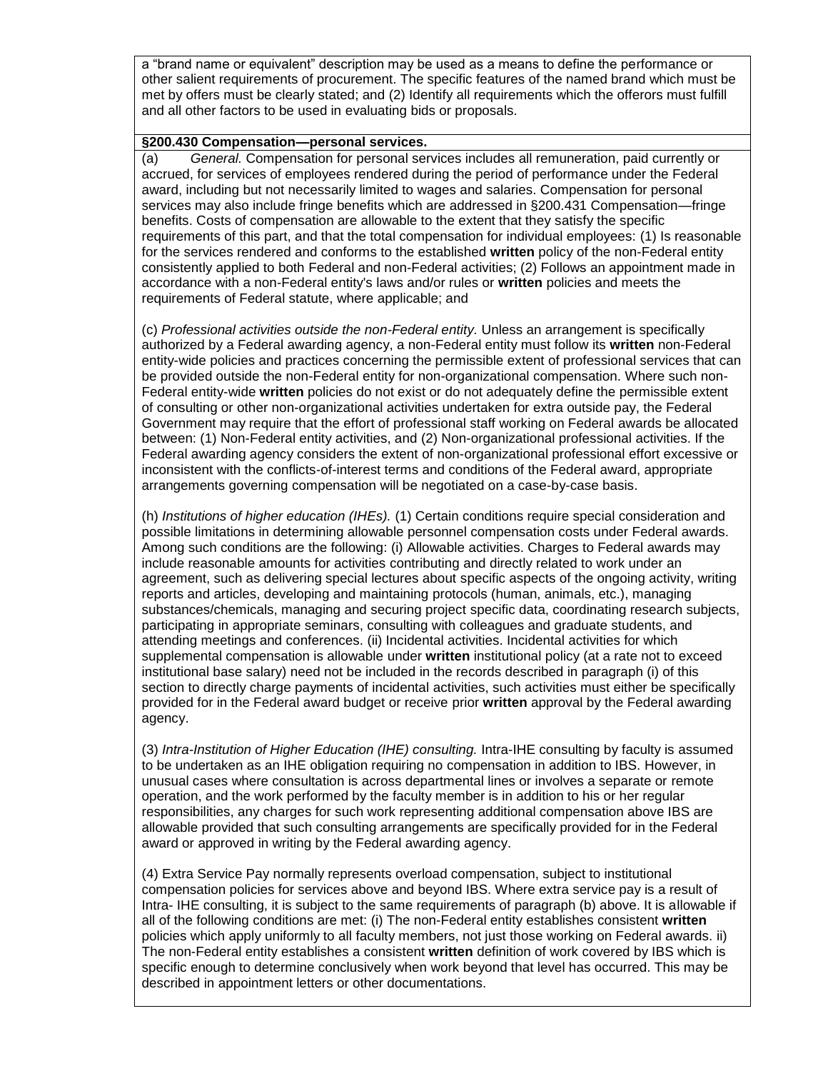a "brand name or equivalent" description may be used as a means to define the performance or other salient requirements of procurement. The specific features of the named brand which must be met by offers must be clearly stated; and (2) Identify all requirements which the offerors must fulfill and all other factors to be used in evaluating bids or proposals.

**§200.430 Compensation—personal services.**

(a) *General.* Compensation for personal services includes all remuneration, paid currently or accrued, for services of employees rendered during the period of performance under the Federal award, including but not necessarily limited to wages and salaries. Compensation for personal services may also include fringe benefits which are addressed in §200.431 Compensation—fringe benefits. Costs of compensation are allowable to the extent that they satisfy the specific requirements of this part, and that the total compensation for individual employees: (1) Is reasonable for the services rendered and conforms to the established **written** policy of the non-Federal entity consistently applied to both Federal and non-Federal activities; (2) Follows an appointment made in accordance with a non-Federal entity's laws and/or rules or **written** policies and meets the requirements of Federal statute, where applicable; and

(c) *Professional activities outside the non-Federal entity.* Unless an arrangement is specifically authorized by a Federal awarding agency, a non-Federal entity must follow its **written** non-Federal entity-wide policies and practices concerning the permissible extent of professional services that can be provided outside the non-Federal entity for non-organizational compensation. Where such non-Federal entity-wide **written** policies do not exist or do not adequately define the permissible extent of consulting or other non-organizational activities undertaken for extra outside pay, the Federal Government may require that the effort of professional staff working on Federal awards be allocated between: (1) Non-Federal entity activities, and (2) Non-organizational professional activities. If the Federal awarding agency considers the extent of non-organizational professional effort excessive or inconsistent with the conflicts-of-interest terms and conditions of the Federal award, appropriate arrangements governing compensation will be negotiated on a case-by-case basis.

(h) *Institutions of higher education (IHEs).* (1) Certain conditions require special consideration and possible limitations in determining allowable personnel compensation costs under Federal awards. Among such conditions are the following: (i) Allowable activities. Charges to Federal awards may include reasonable amounts for activities contributing and directly related to work under an agreement, such as delivering special lectures about specific aspects of the ongoing activity, writing reports and articles, developing and maintaining protocols (human, animals, etc.), managing substances/chemicals, managing and securing project specific data, coordinating research subjects, participating in appropriate seminars, consulting with colleagues and graduate students, and attending meetings and conferences. (ii) Incidental activities. Incidental activities for which supplemental compensation is allowable under **written** institutional policy (at a rate not to exceed institutional base salary) need not be included in the records described in paragraph (i) of this section to directly charge payments of incidental activities, such activities must either be specifically provided for in the Federal award budget or receive prior **written** approval by the Federal awarding agency.

(3) *Intra-Institution of Higher Education (IHE) consulting.* Intra-IHE consulting by faculty is assumed to be undertaken as an IHE obligation requiring no compensation in addition to IBS. However, in unusual cases where consultation is across departmental lines or involves a separate or remote operation, and the work performed by the faculty member is in addition to his or her regular responsibilities, any charges for such work representing additional compensation above IBS are allowable provided that such consulting arrangements are specifically provided for in the Federal award or approved in writing by the Federal awarding agency.

(4) Extra Service Pay normally represents overload compensation, subject to institutional compensation policies for services above and beyond IBS. Where extra service pay is a result of Intra- IHE consulting, it is subject to the same requirements of paragraph (b) above. It is allowable if all of the following conditions are met: (i) The non-Federal entity establishes consistent **written** policies which apply uniformly to all faculty members, not just those working on Federal awards. ii) The non-Federal entity establishes a consistent **written** definition of work covered by IBS which is specific enough to determine conclusively when work beyond that level has occurred. This may be described in appointment letters or other documentations.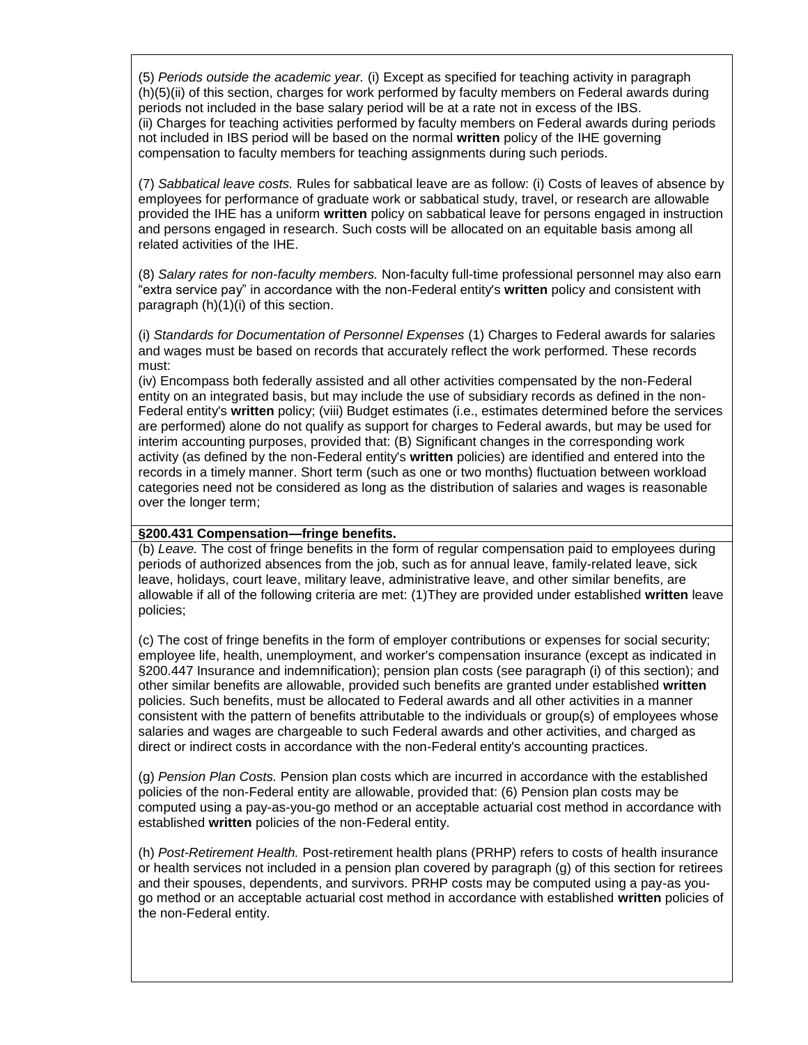(5) *Periods outside the academic year.* (i) Except as specified for teaching activity in paragraph (h)(5)(ii) of this section, charges for work performed by faculty members on Federal awards during periods not included in the base salary period will be at a rate not in excess of the IBS.
(ii) Charges for teaching activities performed by faculty members on Federal awards during periods not included in IBS period will be based on the normal **written** policy of the IHE governing compensation to faculty members for teaching assignments during such periods.

(7) *Sabbatical leave costs.* Rules for sabbatical leave are as follow: (i) Costs of leaves of absence by employees for performance of graduate work or sabbatical study, travel, or research are allowable provided the IHE has a uniform **written** policy on sabbatical leave for persons engaged in instruction and persons engaged in research. Such costs will be allocated on an equitable basis among all related activities of the IHE.

(8) *Salary rates for non-faculty members.* Non-faculty full-time professional personnel may also earn "extra service pay" in accordance with the non-Federal entity's **written** policy and consistent with paragraph (h)(1)(i) of this section.

(i) *Standards for Documentation of Personnel Expenses* (1) Charges to Federal awards for salaries and wages must be based on records that accurately reflect the work performed. These records must:
(iv) Encompass both federally assisted and all other activities compensated by the non-Federal entity on an integrated basis, but may include the use of subsidiary records as defined in the non-Federal entity's **written** policy; (viii) Budget estimates (i.e., estimates determined before the services are performed) alone do not qualify as support for charges to Federal awards, but may be used for interim accounting purposes, provided that: (B) Significant changes in the corresponding work activity (as defined by the non-Federal entity's **written** policies) are identified and entered into the records in a timely manner. Short term (such as one or two months) fluctuation between workload categories need not be considered as long as the distribution of salaries and wages is reasonable over the longer term;

**§200.431 Compensation—fringe benefits.**

(b) *Leave.* The cost of fringe benefits in the form of regular compensation paid to employees during periods of authorized absences from the job, such as for annual leave, family-related leave, sick leave, holidays, court leave, military leave, administrative leave, and other similar benefits, are allowable if all of the following criteria are met: (1)They are provided under established **written** leave policies;

(c) The cost of fringe benefits in the form of employer contributions or expenses for social security; employee life, health, unemployment, and worker's compensation insurance (except as indicated in §200.447 Insurance and indemnification); pension plan costs (see paragraph (i) of this section); and other similar benefits are allowable, provided such benefits are granted under established **written** policies. Such benefits, must be allocated to Federal awards and all other activities in a manner consistent with the pattern of benefits attributable to the individuals or group(s) of employees whose salaries and wages are chargeable to such Federal awards and other activities, and charged as direct or indirect costs in accordance with the non-Federal entity's accounting practices.

(g) *Pension Plan Costs.* Pension plan costs which are incurred in accordance with the established policies of the non-Federal entity are allowable, provided that: (6) Pension plan costs may be computed using a pay-as-you-go method or an acceptable actuarial cost method in accordance with established **written** policies of the non-Federal entity.

(h) *Post-Retirement Health.* Post-retirement health plans (PRHP) refers to costs of health insurance or health services not included in a pension plan covered by paragraph (g) of this section for retirees and their spouses, dependents, and survivors. PRHP costs may be computed using a pay-as you-go method or an acceptable actuarial cost method in accordance with established **written** policies of the non-Federal entity.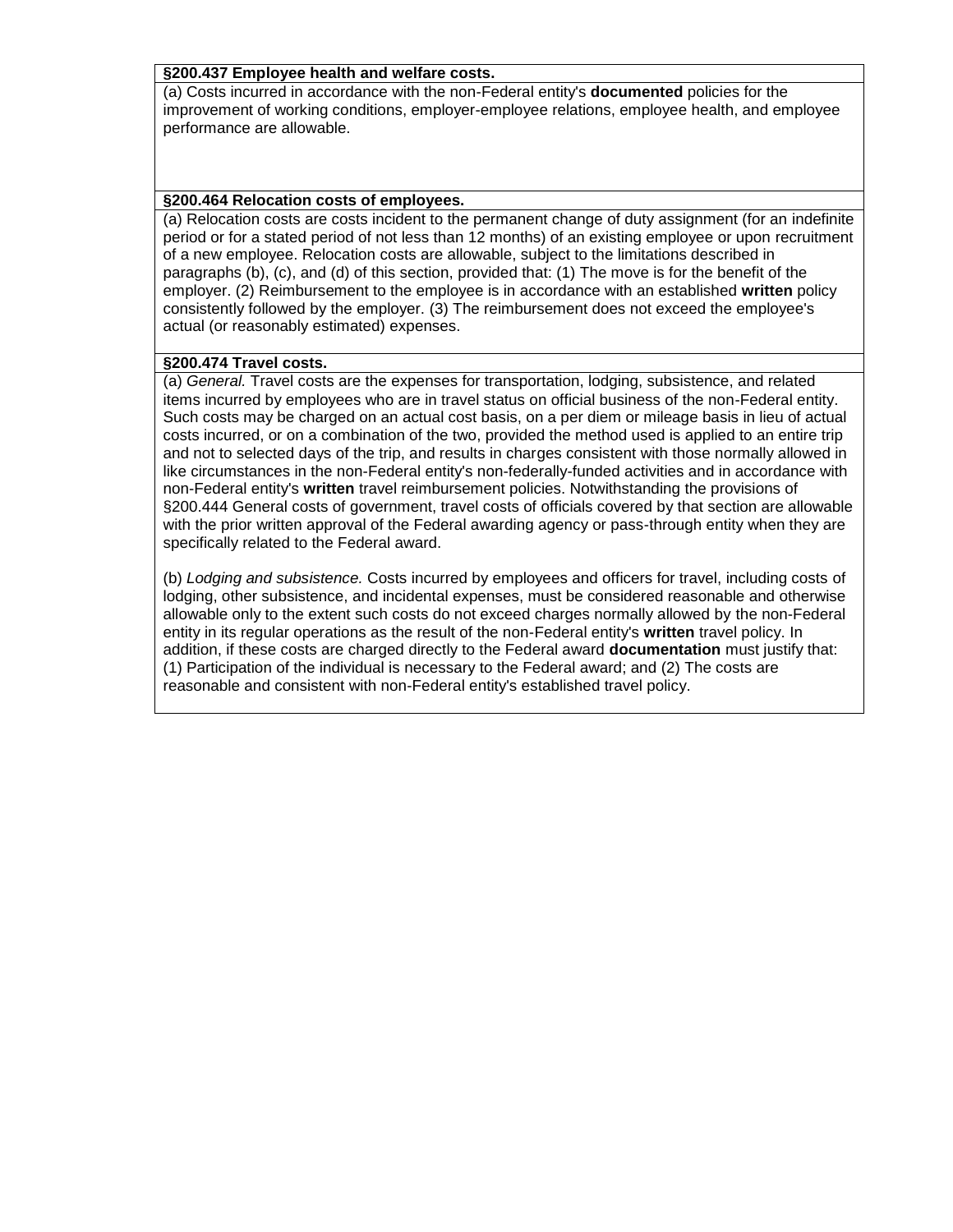**§200.437 Employee health and welfare costs.**

(a) Costs incurred in accordance with the non-Federal entity's **documented** policies for the improvement of working conditions, employer-employee relations, employee health, and employee performance are allowable.

**§200.464 Relocation costs of employees.**

(a) Relocation costs are costs incident to the permanent change of duty assignment (for an indefinite period or for a stated period of not less than 12 months) of an existing employee or upon recruitment of a new employee. Relocation costs are allowable, subject to the limitations described in paragraphs (b), (c), and (d) of this section, provided that: (1) The move is for the benefit of the employer. (2) Reimbursement to the employee is in accordance with an established **written** policy consistently followed by the employer. (3) The reimbursement does not exceed the employee's actual (or reasonably estimated) expenses.

**§200.474 Travel costs.**

(a) *General.* Travel costs are the expenses for transportation, lodging, subsistence, and related items incurred by employees who are in travel status on official business of the non-Federal entity. Such costs may be charged on an actual cost basis, on a per diem or mileage basis in lieu of actual costs incurred, or on a combination of the two, provided the method used is applied to an entire trip and not to selected days of the trip, and results in charges consistent with those normally allowed in like circumstances in the non-Federal entity's non-federally-funded activities and in accordance with non-Federal entity's **written** travel reimbursement policies. Notwithstanding the provisions of §200.444 General costs of government, travel costs of officials covered by that section are allowable with the prior written approval of the Federal awarding agency or pass-through entity when they are specifically related to the Federal award.

(b) *Lodging and subsistence.* Costs incurred by employees and officers for travel, including costs of lodging, other subsistence, and incidental expenses, must be considered reasonable and otherwise allowable only to the extent such costs do not exceed charges normally allowed by the non-Federal entity in its regular operations as the result of the non-Federal entity's **written** travel policy. In addition, if these costs are charged directly to the Federal award **documentation** must justify that: (1) Participation of the individual is necessary to the Federal award; and (2) The costs are reasonable and consistent with non-Federal entity's established travel policy.